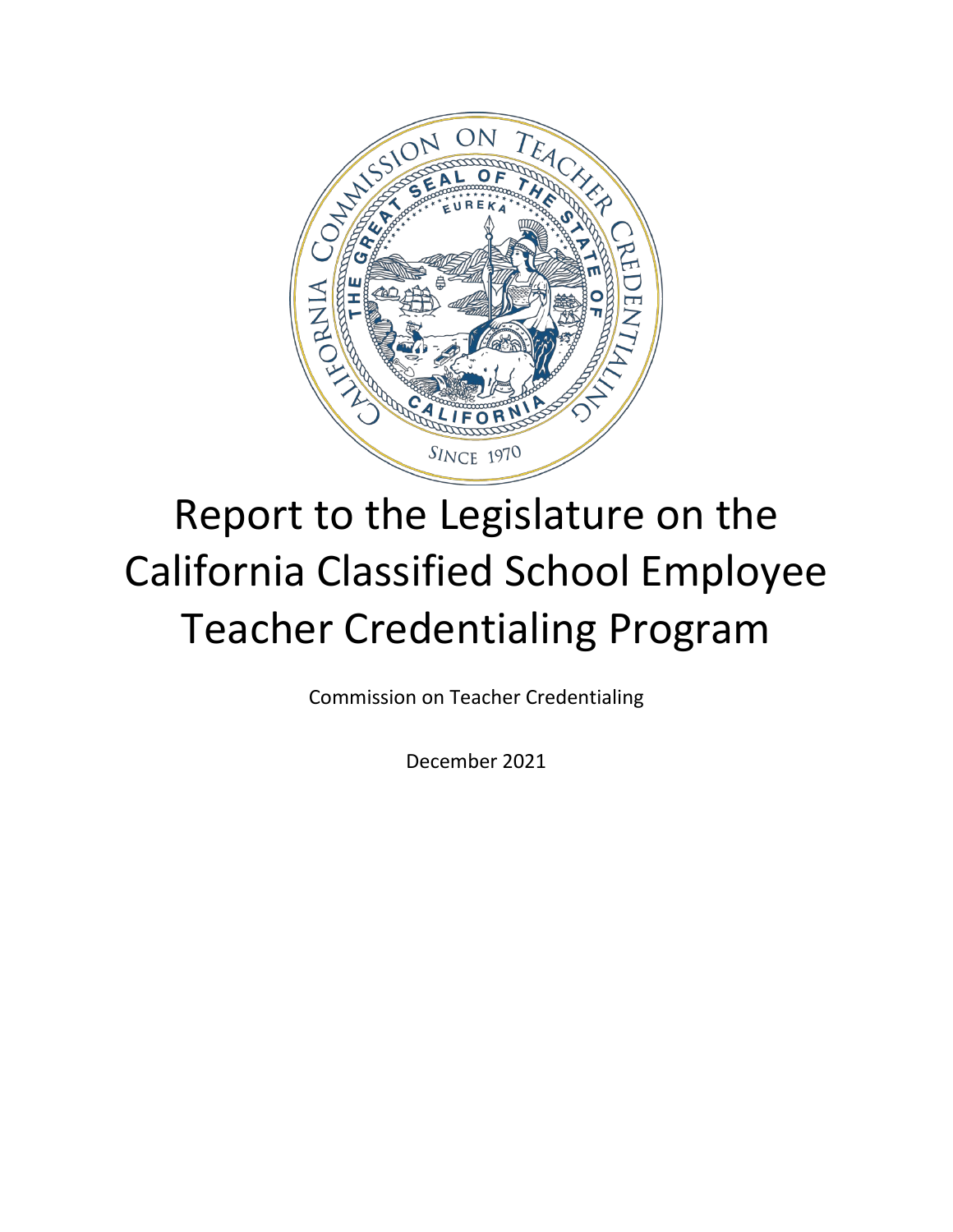# Report to the Legislature on the California Classified School Employee Teacher Credentialing Program

Commission on Teacher Credentialing

December 2021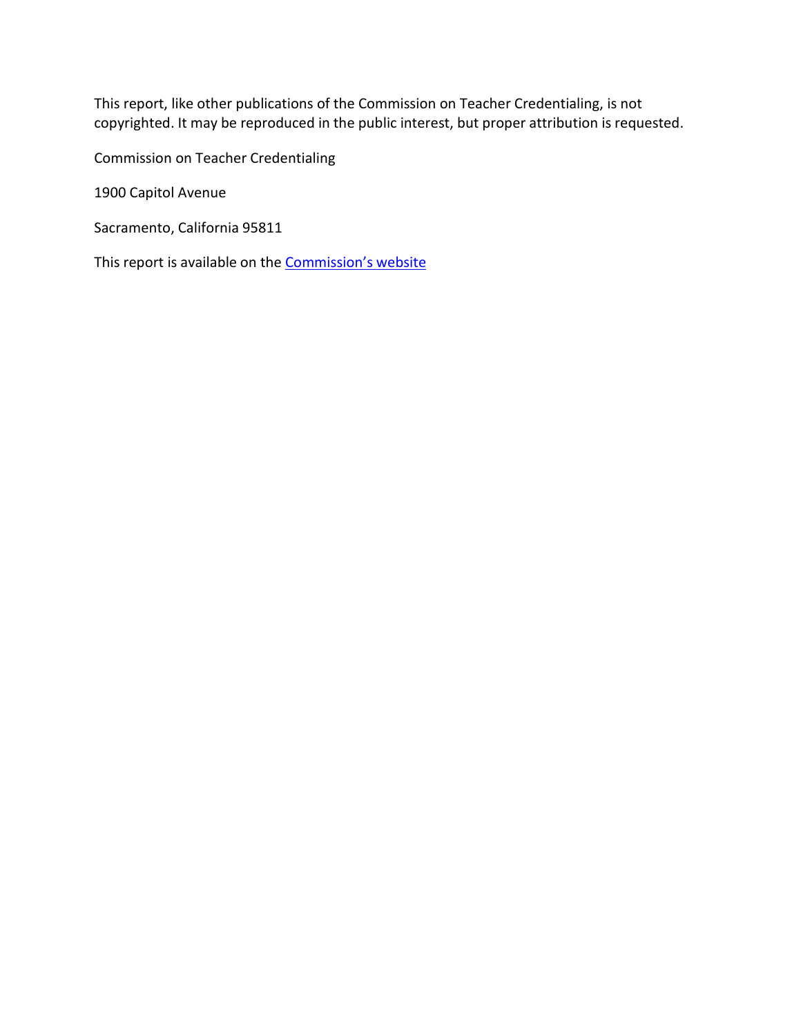This report, like other publications of the Commission on Teacher Credentialing, is not copyrighted. It may be reproduced in the public interest, but proper attribution is requested.

Commission on Teacher Credentialing

1900 Capitol Avenue

Sacramento, California 95811

This report is available on the Commission's website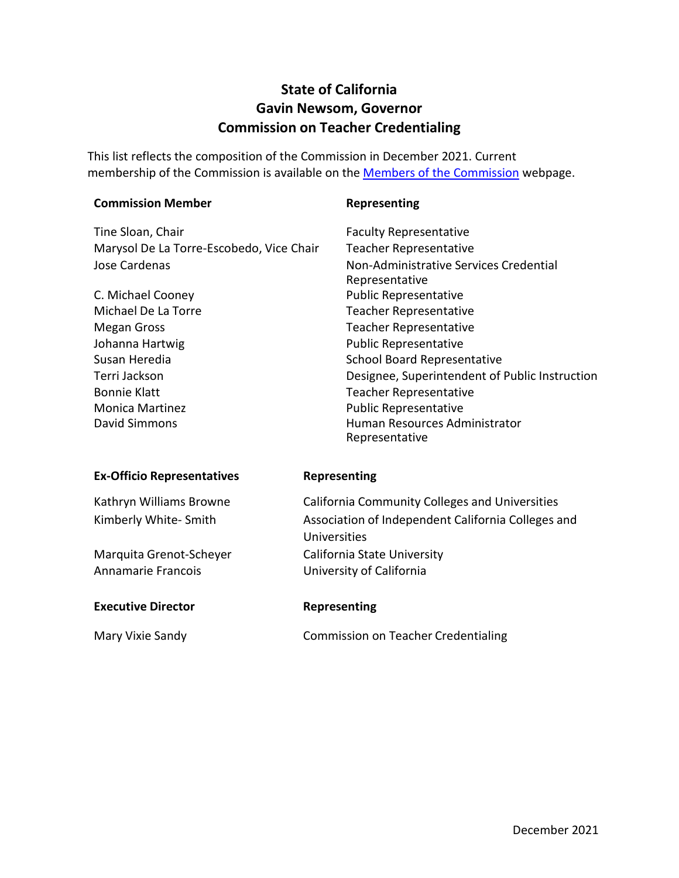# State of California
# Gavin Newsom, Governor
# Commission on Teacher Credentialing

This list reflects the composition of the Commission in December 2021. Current membership of the Commission is available on the Members of the Commission webpage.

| Commission Member | Representing |
|---|---|
| Tine Sloan, Chair | Faculty Representative |
| Marysol De La Torre-Escobedo, Vice Chair | Teacher Representative |
| Jose Cardenas | Non-Administrative Services Credential Representative |
| C. Michael Cooney | Public Representative |
| Michael De La Torre | Teacher Representative |
| Megan Gross | Teacher Representative |
| Johanna Hartwig | Public Representative |
| Susan Heredia | School Board Representative |
| Terri Jackson | Designee, Superintendent of Public Instruction |
| Bonnie Klatt | Teacher Representative |
| Monica Martinez | Public Representative |
| David Simmons | Human Resources Administrator Representative |

| Ex-Officio Representatives | Representing |
|---|---|
| Kathryn Williams Browne | California Community Colleges and Universities |
| Kimberly White- Smith | Association of Independent California Colleges and Universities |
| Marquita Grenot-Scheyer | California State University |
| Annamarie Francois | University of California |

| Executive Director | Representing |
|---|---|
| Mary Vixie Sandy | Commission on Teacher Credentialing |

December 2021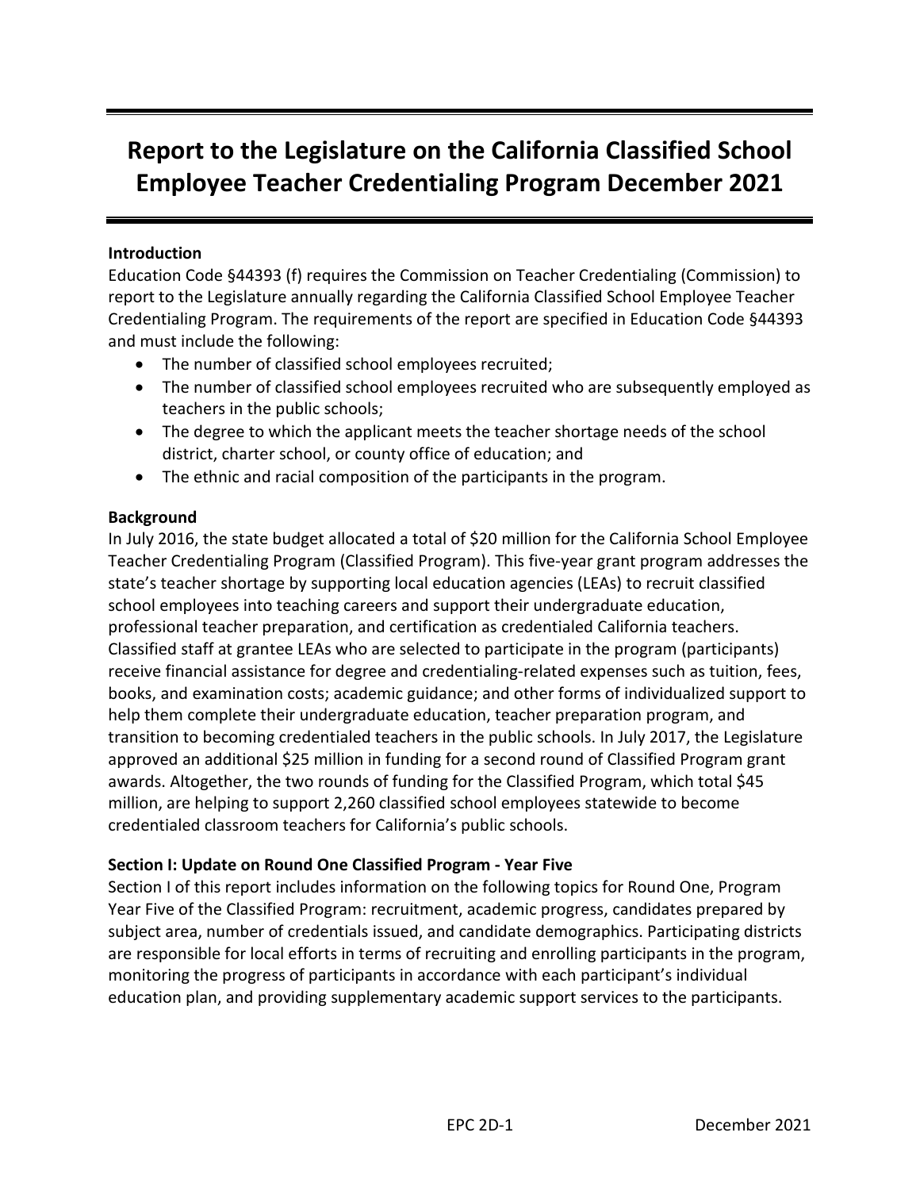# Report to the Legislature on the California Classified School Employee Teacher Credentialing Program December 2021

**Introduction**

Education Code §44393 (f) requires the Commission on Teacher Credentialing (Commission) to report to the Legislature annually regarding the California Classified School Employee Teacher Credentialing Program. The requirements of the report are specified in Education Code §44393 and must include the following:

- The number of classified school employees recruited;
- The number of classified school employees recruited who are subsequently employed as teachers in the public schools;
- The degree to which the applicant meets the teacher shortage needs of the school district, charter school, or county office of education; and
- The ethnic and racial composition of the participants in the program.

**Background**

In July 2016, the state budget allocated a total of $20 million for the California School Employee Teacher Credentialing Program (Classified Program). This five-year grant program addresses the state's teacher shortage by supporting local education agencies (LEAs) to recruit classified school employees into teaching careers and support their undergraduate education, professional teacher preparation, and certification as credentialed California teachers. Classified staff at grantee LEAs who are selected to participate in the program (participants) receive financial assistance for degree and credentialing-related expenses such as tuition, fees, books, and examination costs; academic guidance; and other forms of individualized support to help them complete their undergraduate education, teacher preparation program, and transition to becoming credentialed teachers in the public schools. In July 2017, the Legislature approved an additional $25 million in funding for a second round of Classified Program grant awards. Altogether, the two rounds of funding for the Classified Program, which total $45 million, are helping to support 2,260 classified school employees statewide to become credentialed classroom teachers for California's public schools.

**Section I: Update on Round One Classified Program - Year Five**

Section I of this report includes information on the following topics for Round One, Program Year Five of the Classified Program: recruitment, academic progress, candidates prepared by subject area, number of credentials issued, and candidate demographics. Participating districts are responsible for local efforts in terms of recruiting and enrolling participants in the program, monitoring the progress of participants in accordance with each participant's individual education plan, and providing supplementary academic support services to the participants.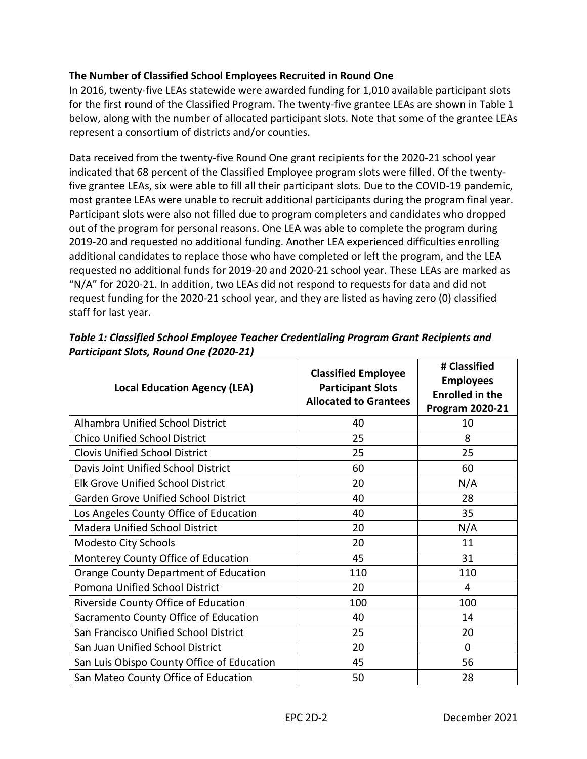**The Number of Classified School Employees Recruited in Round One**

In 2016, twenty-five LEAs statewide were awarded funding for 1,010 available participant slots for the first round of the Classified Program. The twenty-five grantee LEAs are shown in Table 1 below, along with the number of allocated participant slots. Note that some of the grantee LEAs represent a consortium of districts and/or counties.

Data received from the twenty-five Round One grant recipients for the 2020-21 school year indicated that 68 percent of the Classified Employee program slots were filled. Of the twenty-five grantee LEAs, six were able to fill all their participant slots. Due to the COVID-19 pandemic, most grantee LEAs were unable to recruit additional participants during the program final year. Participant slots were also not filled due to program completers and candidates who dropped out of the program for personal reasons. One LEA was able to complete the program during 2019-20 and requested no additional funding. Another LEA experienced difficulties enrolling additional candidates to replace those who have completed or left the program, and the LEA requested no additional funds for 2019-20 and 2020-21 school year. These LEAs are marked as "N/A" for 2020-21. In addition, two LEAs did not respond to requests for data and did not request funding for the 2020-21 school year, and they are listed as having zero (0) classified staff for last year.

***Table 1: Classified School Employee Teacher Credentialing Program Grant Recipients and Participant Slots, Round One (2020-21)***

| Local Education Agency (LEA) | Classified Employee Participant Slots Allocated to Grantees | # Classified Employees Enrolled in the Program 2020-21 |
|---|---|---|
| Alhambra Unified School District | 40 | 10 |
| Chico Unified School District | 25 | 8 |
| Clovis Unified School District | 25 | 25 |
| Davis Joint Unified School District | 60 | 60 |
| Elk Grove Unified School District | 20 | N/A |
| Garden Grove Unified School District | 40 | 28 |
| Los Angeles County Office of Education | 40 | 35 |
| Madera Unified School District | 20 | N/A |
| Modesto City Schools | 20 | 11 |
| Monterey County Office of Education | 45 | 31 |
| Orange County Department of Education | 110 | 110 |
| Pomona Unified School District | 20 | 4 |
| Riverside County Office of Education | 100 | 100 |
| Sacramento County Office of Education | 40 | 14 |
| San Francisco Unified School District | 25 | 20 |
| San Juan Unified School District | 20 | 0 |
| San Luis Obispo County Office of Education | 45 | 56 |
| San Mateo County Office of Education | 50 | 28 |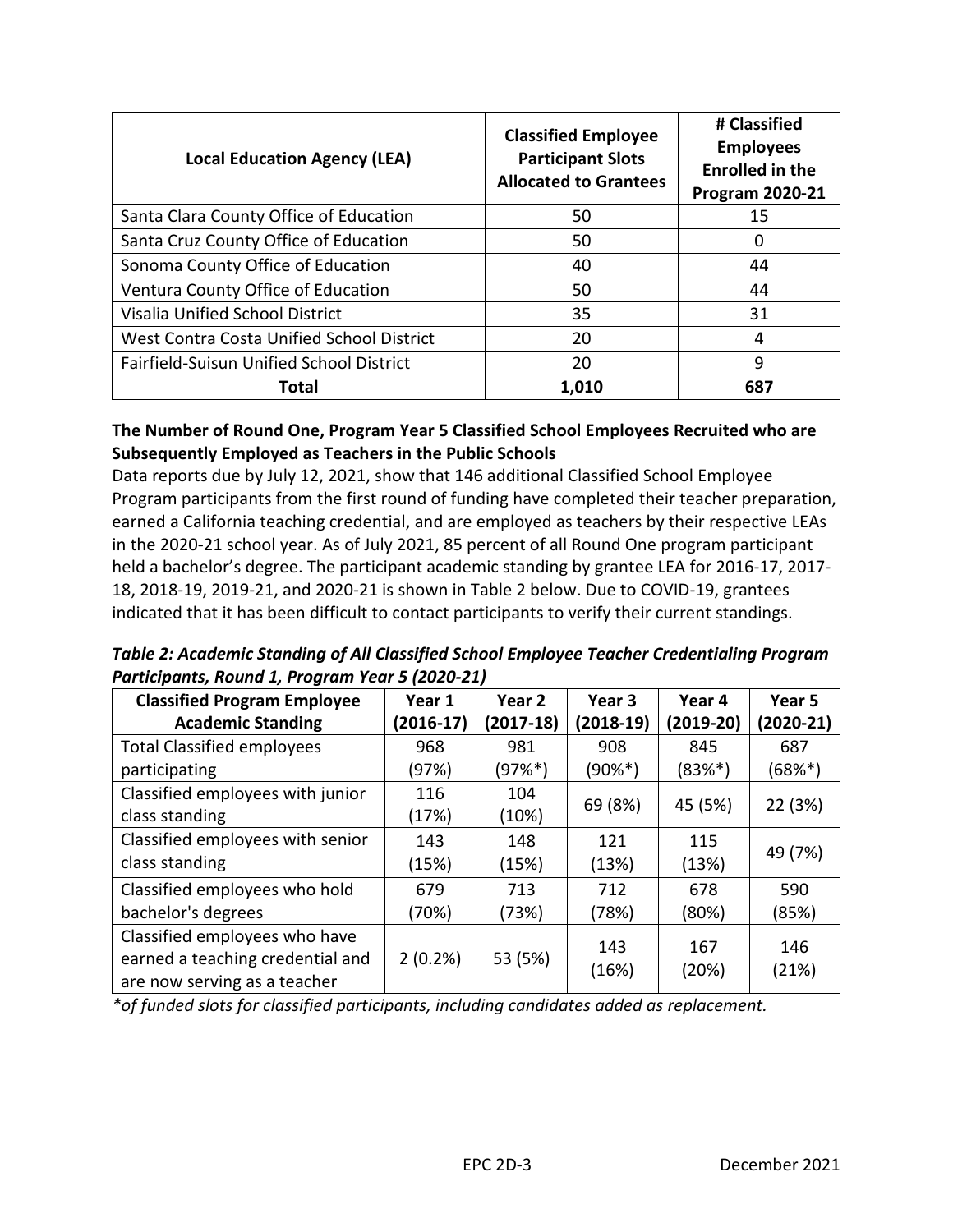| Local Education Agency (LEA) | Classified Employee Participant Slots Allocated to Grantees | # Classified Employees Enrolled in the Program 2020-21 |
|---|---|---|
| Santa Clara County Office of Education | 50 | 15 |
| Santa Cruz County Office of Education | 50 | 0 |
| Sonoma County Office of Education | 40 | 44 |
| Ventura County Office of Education | 50 | 44 |
| Visalia Unified School District | 35 | 31 |
| West Contra Costa Unified School District | 20 | 4 |
| Fairfield-Suisun Unified School District | 20 | 9 |
| **Total** | **1,010** | **687** |

**The Number of Round One, Program Year 5 Classified School Employees Recruited who are Subsequently Employed as Teachers in the Public Schools**

Data reports due by July 12, 2021, show that 146 additional Classified School Employee Program participants from the first round of funding have completed their teacher preparation, earned a California teaching credential, and are employed as teachers by their respective LEAs in the 2020-21 school year. As of July 2021, 85 percent of all Round One program participant held a bachelor's degree. The participant academic standing by grantee LEA for 2016-17, 2017-18, 2018-19, 2019-21, and 2020-21 is shown in Table 2 below. Due to COVID-19, grantees indicated that it has been difficult to contact participants to verify their current standings.

***Table 2: Academic Standing of All Classified School Employee Teacher Credentialing Program Participants, Round 1, Program Year 5 (2020-21)***

| Classified Program Employee Academic Standing | Year 1 (2016-17) | Year 2 (2017-18) | Year 3 (2018-19) | Year 4 (2019-20) | Year 5 (2020-21) |
|---|---|---|---|---|---|
| Total Classified employees participating | 968 (97%) | 981 (97%*) | 908 (90%*) | 845 (83%*) | 687 (68%*) |
| Classified employees with junior class standing | 116 (17%) | 104 (10%) | 69 (8%) | 45 (5%) | 22 (3%) |
| Classified employees with senior class standing | 143 (15%) | 148 (15%) | 121 (13%) | 115 (13%) | 49 (7%) |
| Classified employees who hold bachelor's degrees | 679 (70%) | 713 (73%) | 712 (78%) | 678 (80%) | 590 (85%) |
| Classified employees who have earned a teaching credential and are now serving as a teacher | 2 (0.2%) | 53 (5%) | 143 (16%) | 167 (20%) | 146 (21%) |

*\*of funded slots for classified participants, including candidates added as replacement.*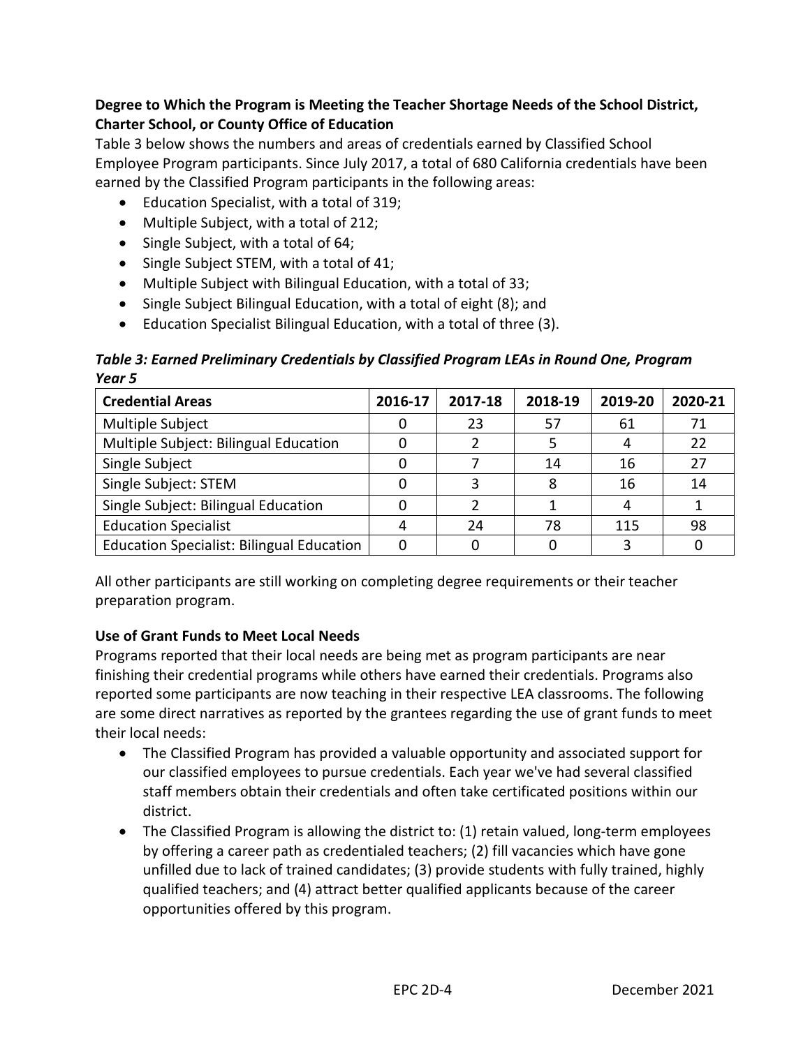**Degree to Which the Program is Meeting the Teacher Shortage Needs of the School District, Charter School, or County Office of Education**

Table 3 below shows the numbers and areas of credentials earned by Classified School Employee Program participants. Since July 2017, a total of 680 California credentials have been earned by the Classified Program participants in the following areas:

- Education Specialist, with a total of 319;
- Multiple Subject, with a total of 212;
- Single Subject, with a total of 64;
- Single Subject STEM, with a total of 41;
- Multiple Subject with Bilingual Education, with a total of 33;
- Single Subject Bilingual Education, with a total of eight (8); and
- Education Specialist Bilingual Education, with a total of three (3).

***Table 3: Earned Preliminary Credentials by Classified Program LEAs in Round One, Program Year 5***

| Credential Areas | 2016-17 | 2017-18 | 2018-19 | 2019-20 | 2020-21 |
|---|---|---|---|---|---|
| Multiple Subject | 0 | 23 | 57 | 61 | 71 |
| Multiple Subject: Bilingual Education | 0 | 2 | 5 | 4 | 22 |
| Single Subject | 0 | 7 | 14 | 16 | 27 |
| Single Subject: STEM | 0 | 3 | 8 | 16 | 14 |
| Single Subject: Bilingual Education | 0 | 2 | 1 | 4 | 1 |
| Education Specialist | 4 | 24 | 78 | 115 | 98 |
| Education Specialist: Bilingual Education | 0 | 0 | 0 | 3 | 0 |

All other participants are still working on completing degree requirements or their teacher preparation program.

**Use of Grant Funds to Meet Local Needs**

Programs reported that their local needs are being met as program participants are near finishing their credential programs while others have earned their credentials. Programs also reported some participants are now teaching in their respective LEA classrooms. The following are some direct narratives as reported by the grantees regarding the use of grant funds to meet their local needs:

- The Classified Program has provided a valuable opportunity and associated support for our classified employees to pursue credentials. Each year we've had several classified staff members obtain their credentials and often take certificated positions within our district.
- The Classified Program is allowing the district to: (1) retain valued, long-term employees by offering a career path as credentialed teachers; (2) fill vacancies which have gone unfilled due to lack of trained candidates; (3) provide students with fully trained, highly qualified teachers; and (4) attract better qualified applicants because of the career opportunities offered by this program.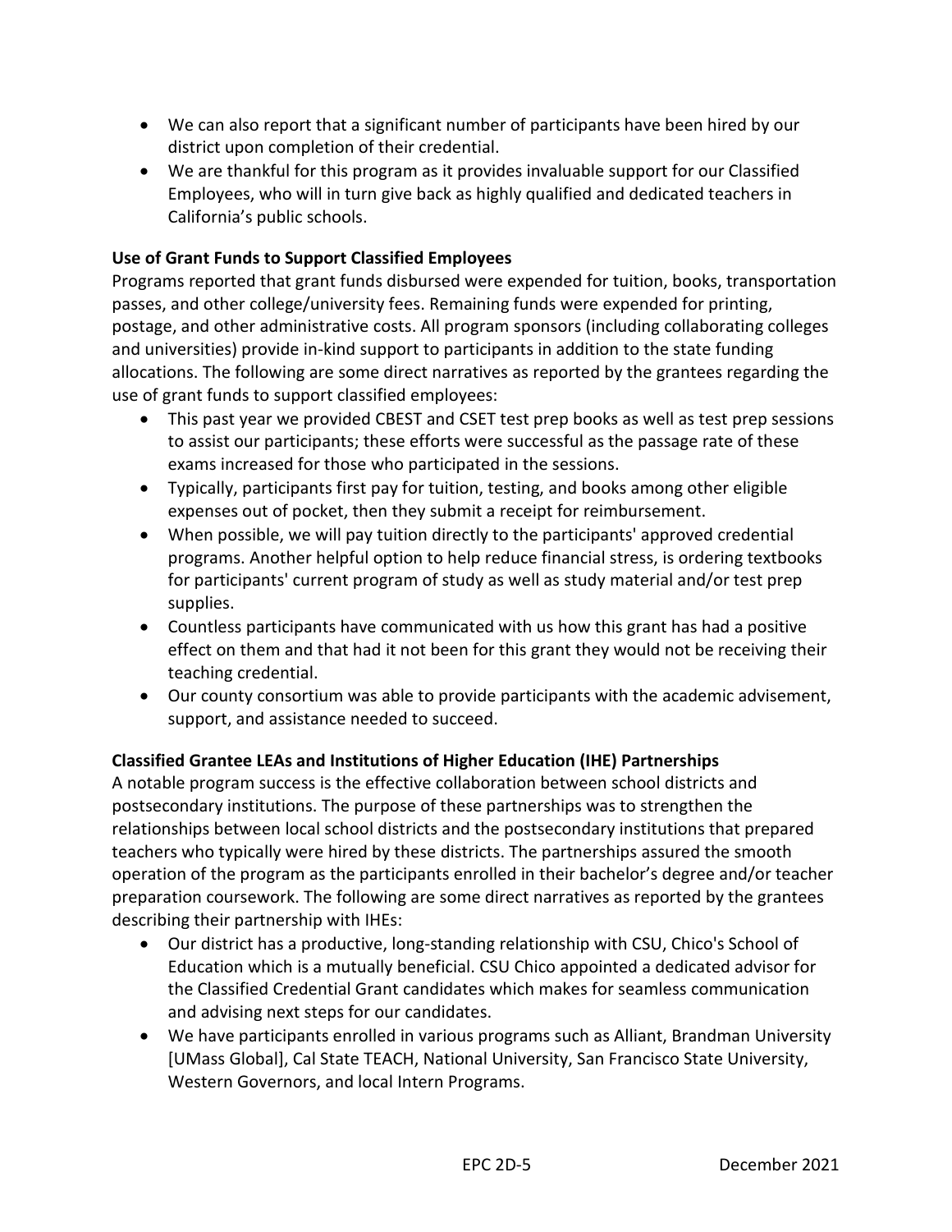- We can also report that a significant number of participants have been hired by our district upon completion of their credential.
- We are thankful for this program as it provides invaluable support for our Classified Employees, who will in turn give back as highly qualified and dedicated teachers in California's public schools.

**Use of Grant Funds to Support Classified Employees**

Programs reported that grant funds disbursed were expended for tuition, books, transportation passes, and other college/university fees. Remaining funds were expended for printing, postage, and other administrative costs. All program sponsors (including collaborating colleges and universities) provide in-kind support to participants in addition to the state funding allocations. The following are some direct narratives as reported by the grantees regarding the use of grant funds to support classified employees:

- This past year we provided CBEST and CSET test prep books as well as test prep sessions to assist our participants; these efforts were successful as the passage rate of these exams increased for those who participated in the sessions.
- Typically, participants first pay for tuition, testing, and books among other eligible expenses out of pocket, then they submit a receipt for reimbursement.
- When possible, we will pay tuition directly to the participants' approved credential programs. Another helpful option to help reduce financial stress, is ordering textbooks for participants' current program of study as well as study material and/or test prep supplies.
- Countless participants have communicated with us how this grant has had a positive effect on them and that had it not been for this grant they would not be receiving their teaching credential.
- Our county consortium was able to provide participants with the academic advisement, support, and assistance needed to succeed.

**Classified Grantee LEAs and Institutions of Higher Education (IHE) Partnerships**

A notable program success is the effective collaboration between school districts and postsecondary institutions. The purpose of these partnerships was to strengthen the relationships between local school districts and the postsecondary institutions that prepared teachers who typically were hired by these districts. The partnerships assured the smooth operation of the program as the participants enrolled in their bachelor's degree and/or teacher preparation coursework. The following are some direct narratives as reported by the grantees describing their partnership with IHEs:

- Our district has a productive, long-standing relationship with CSU, Chico's School of Education which is a mutually beneficial. CSU Chico appointed a dedicated advisor for the Classified Credential Grant candidates which makes for seamless communication and advising next steps for our candidates.
- We have participants enrolled in various programs such as Alliant, Brandman University [UMass Global], Cal State TEACH, National University, San Francisco State University, Western Governors, and local Intern Programs.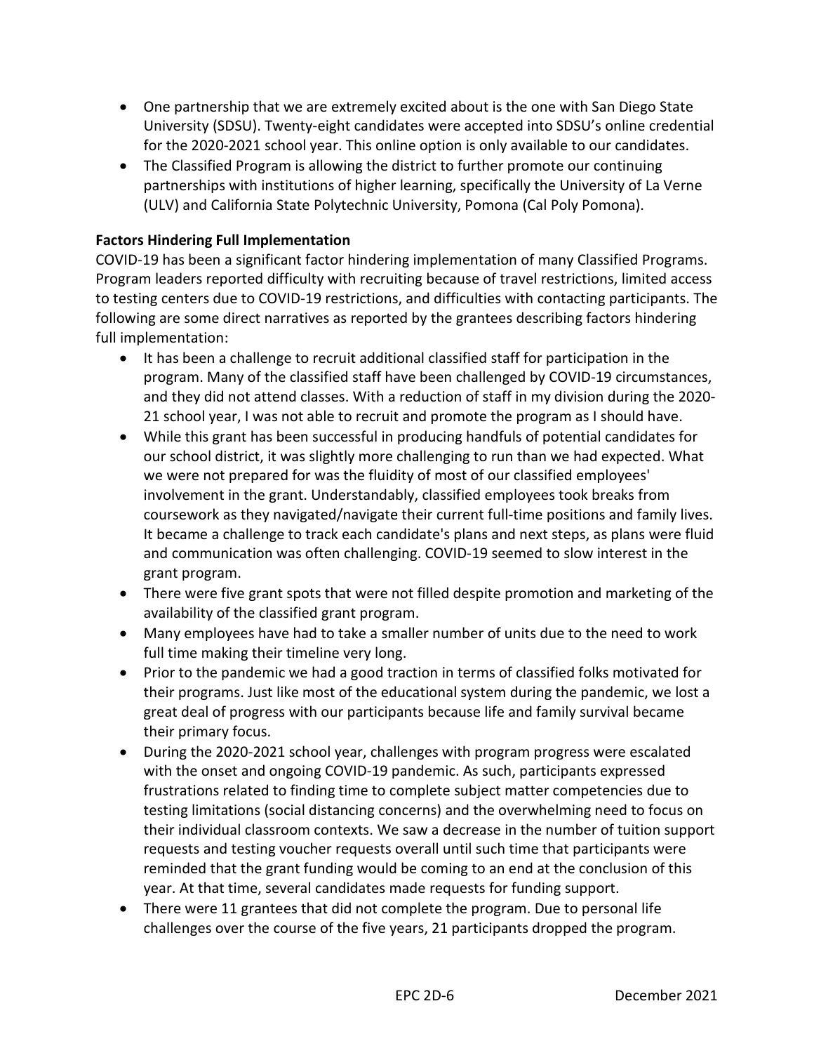- One partnership that we are extremely excited about is the one with San Diego State University (SDSU). Twenty-eight candidates were accepted into SDSU's online credential for the 2020-2021 school year. This online option is only available to our candidates.
- The Classified Program is allowing the district to further promote our continuing partnerships with institutions of higher learning, specifically the University of La Verne (ULV) and California State Polytechnic University, Pomona (Cal Poly Pomona).

**Factors Hindering Full Implementation**

COVID-19 has been a significant factor hindering implementation of many Classified Programs. Program leaders reported difficulty with recruiting because of travel restrictions, limited access to testing centers due to COVID-19 restrictions, and difficulties with contacting participants. The following are some direct narratives as reported by the grantees describing factors hindering full implementation:

- It has been a challenge to recruit additional classified staff for participation in the program. Many of the classified staff have been challenged by COVID-19 circumstances, and they did not attend classes. With a reduction of staff in my division during the 2020-21 school year, I was not able to recruit and promote the program as I should have.
- While this grant has been successful in producing handfuls of potential candidates for our school district, it was slightly more challenging to run than we had expected. What we were not prepared for was the fluidity of most of our classified employees' involvement in the grant. Understandably, classified employees took breaks from coursework as they navigated/navigate their current full-time positions and family lives. It became a challenge to track each candidate's plans and next steps, as plans were fluid and communication was often challenging. COVID-19 seemed to slow interest in the grant program.
- There were five grant spots that were not filled despite promotion and marketing of the availability of the classified grant program.
- Many employees have had to take a smaller number of units due to the need to work full time making their timeline very long.
- Prior to the pandemic we had a good traction in terms of classified folks motivated for their programs. Just like most of the educational system during the pandemic, we lost a great deal of progress with our participants because life and family survival became their primary focus.
- During the 2020-2021 school year, challenges with program progress were escalated with the onset and ongoing COVID-19 pandemic. As such, participants expressed frustrations related to finding time to complete subject matter competencies due to testing limitations (social distancing concerns) and the overwhelming need to focus on their individual classroom contexts. We saw a decrease in the number of tuition support requests and testing voucher requests overall until such time that participants were reminded that the grant funding would be coming to an end at the conclusion of this year. At that time, several candidates made requests for funding support.
- There were 11 grantees that did not complete the program. Due to personal life challenges over the course of the five years, 21 participants dropped the program.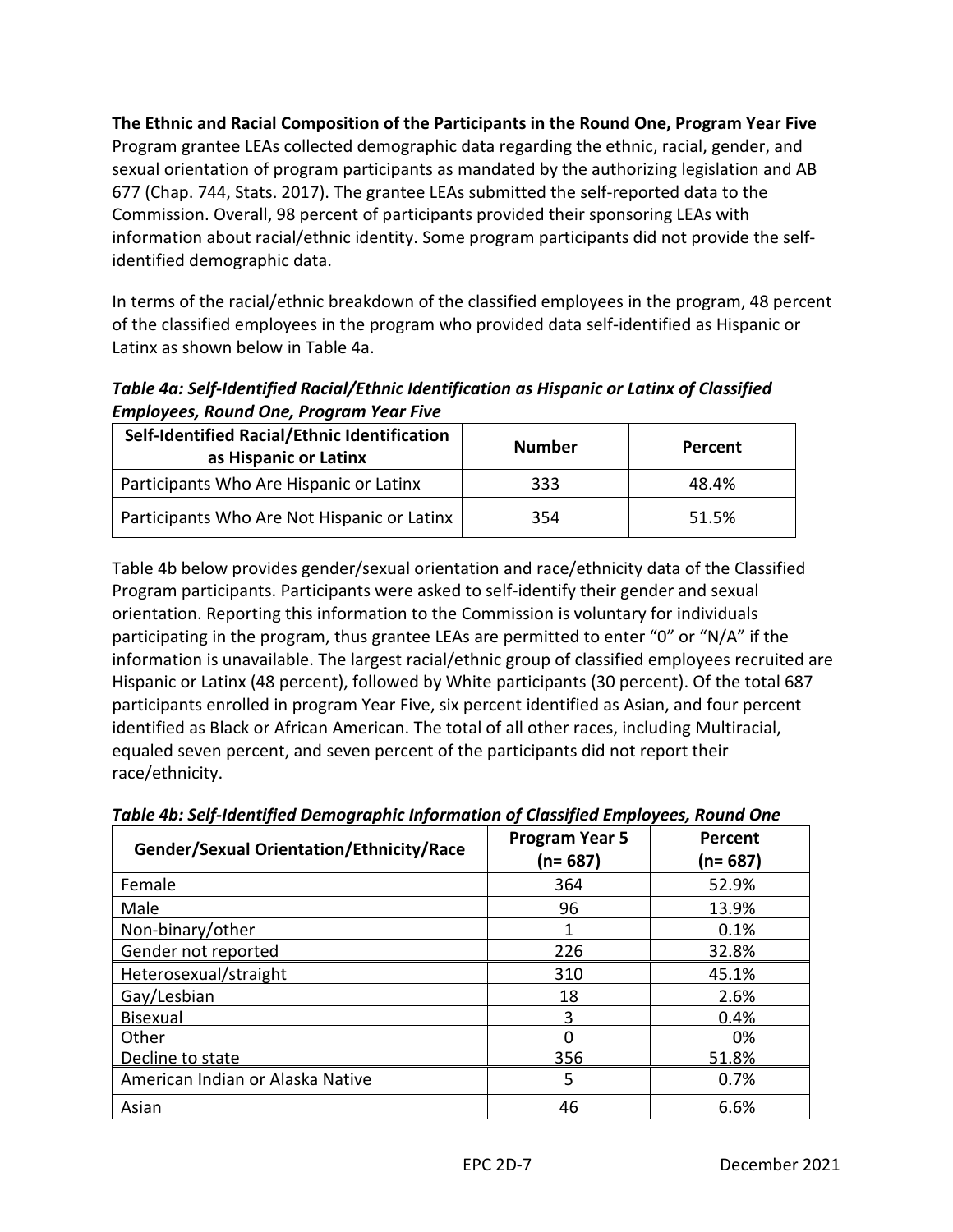**The Ethnic and Racial Composition of the Participants in the Round One, Program Year Five**

Program grantee LEAs collected demographic data regarding the ethnic, racial, gender, and sexual orientation of program participants as mandated by the authorizing legislation and AB 677 (Chap. 744, Stats. 2017). The grantee LEAs submitted the self-reported data to the Commission. Overall, 98 percent of participants provided their sponsoring LEAs with information about racial/ethnic identity. Some program participants did not provide the self-identified demographic data.

In terms of the racial/ethnic breakdown of the classified employees in the program, 48 percent of the classified employees in the program who provided data self-identified as Hispanic or Latinx as shown below in Table 4a.

***Table 4a: Self-Identified Racial/Ethnic Identification as Hispanic or Latinx of Classified Employees, Round One, Program Year Five***

| Self-Identified Racial/Ethnic Identification as Hispanic or Latinx | Number | Percent |
|---|---|---|
| Participants Who Are Hispanic or Latinx | 333 | 48.4% |
| Participants Who Are Not Hispanic or Latinx | 354 | 51.5% |

Table 4b below provides gender/sexual orientation and race/ethnicity data of the Classified Program participants. Participants were asked to self-identify their gender and sexual orientation. Reporting this information to the Commission is voluntary for individuals participating in the program, thus grantee LEAs are permitted to enter "0" or "N/A" if the information is unavailable. The largest racial/ethnic group of classified employees recruited are Hispanic or Latinx (48 percent), followed by White participants (30 percent). Of the total 687 participants enrolled in program Year Five, six percent identified as Asian, and four percent identified as Black or African American. The total of all other races, including Multiracial, equaled seven percent, and seven percent of the participants did not report their race/ethnicity.

***Table 4b: Self-Identified Demographic Information of Classified Employees, Round One***

| Gender/Sexual Orientation/Ethnicity/Race | Program Year 5 (n= 687) | Percent (n= 687) |
|---|---|---|
| Female | 364 | 52.9% |
| Male | 96 | 13.9% |
| Non-binary/other | 1 | 0.1% |
| Gender not reported | 226 | 32.8% |
| Heterosexual/straight | 310 | 45.1% |
| Gay/Lesbian | 18 | 2.6% |
| Bisexual | 3 | 0.4% |
| Other | 0 | 0% |
| Decline to state | 356 | 51.8% |
| American Indian or Alaska Native | 5 | 0.7% |
| Asian | 46 | 6.6% |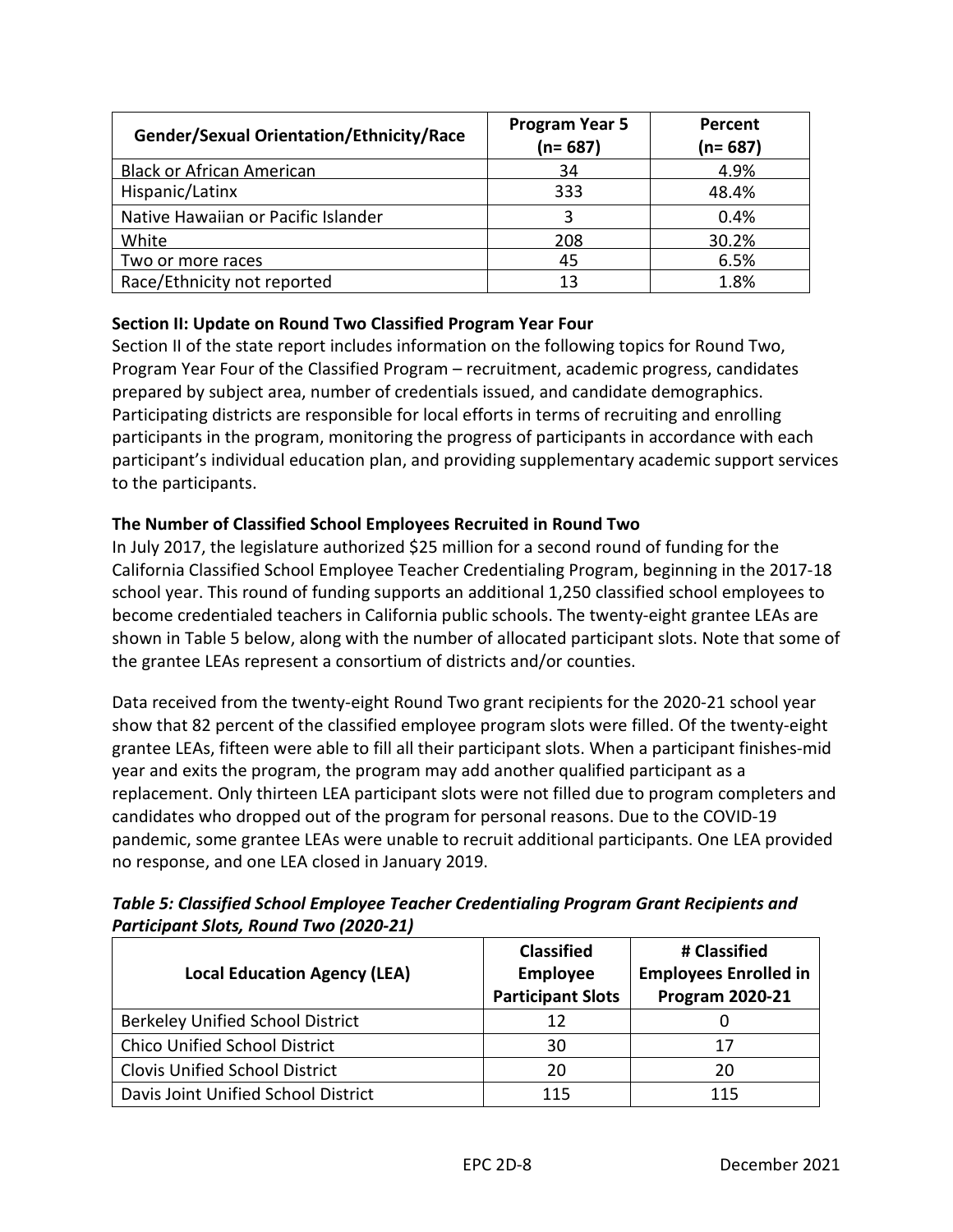| Gender/Sexual Orientation/Ethnicity/Race | Program Year 5 (n= 687) | Percent (n= 687) |
|---|---|---|
| Black or African American | 34 | 4.9% |
| Hispanic/Latinx | 333 | 48.4% |
| Native Hawaiian or Pacific Islander | 3 | 0.4% |
| White | 208 | 30.2% |
| Two or more races | 45 | 6.5% |
| Race/Ethnicity not reported | 13 | 1.8% |

**Section II: Update on Round Two Classified Program Year Four**

Section II of the state report includes information on the following topics for Round Two, Program Year Four of the Classified Program – recruitment, academic progress, candidates prepared by subject area, number of credentials issued, and candidate demographics. Participating districts are responsible for local efforts in terms of recruiting and enrolling participants in the program, monitoring the progress of participants in accordance with each participant's individual education plan, and providing supplementary academic support services to the participants.

**The Number of Classified School Employees Recruited in Round Two**

In July 2017, the legislature authorized $25 million for a second round of funding for the California Classified School Employee Teacher Credentialing Program, beginning in the 2017-18 school year. This round of funding supports an additional 1,250 classified school employees to become credentialed teachers in California public schools. The twenty-eight grantee LEAs are shown in Table 5 below, along with the number of allocated participant slots. Note that some of the grantee LEAs represent a consortium of districts and/or counties.

Data received from the twenty-eight Round Two grant recipients for the 2020-21 school year show that 82 percent of the classified employee program slots were filled. Of the twenty-eight grantee LEAs, fifteen were able to fill all their participant slots. When a participant finishes-mid year and exits the program, the program may add another qualified participant as a replacement. Only thirteen LEA participant slots were not filled due to program completers and candidates who dropped out of the program for personal reasons. Due to the COVID-19 pandemic, some grantee LEAs were unable to recruit additional participants. One LEA provided no response, and one LEA closed in January 2019.

***Table 5: Classified School Employee Teacher Credentialing Program Grant Recipients and Participant Slots, Round Two (2020-21)***

| Local Education Agency (LEA) | Classified Employee Participant Slots | # Classified Employees Enrolled in Program 2020-21 |
|---|---|---|
| Berkeley Unified School District | 12 | 0 |
| Chico Unified School District | 30 | 17 |
| Clovis Unified School District | 20 | 20 |
| Davis Joint Unified School District | 115 | 115 |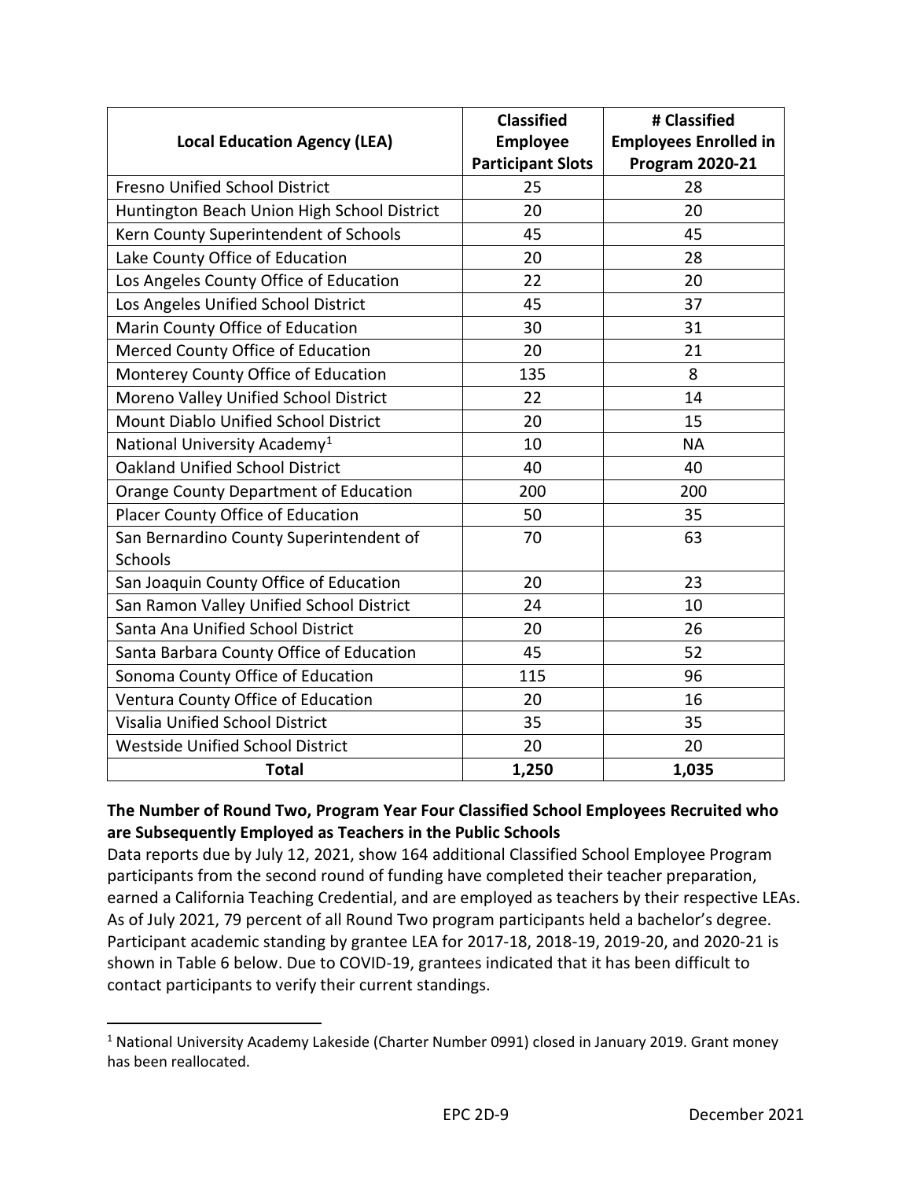| Local Education Agency (LEA) | Classified Employee Participant Slots | # Classified Employees Enrolled in Program 2020-21 |
|---|---|---|
| Fresno Unified School District | 25 | 28 |
| Huntington Beach Union High School District | 20 | 20 |
| Kern County Superintendent of Schools | 45 | 45 |
| Lake County Office of Education | 20 | 28 |
| Los Angeles County Office of Education | 22 | 20 |
| Los Angeles Unified School District | 45 | 37 |
| Marin County Office of Education | 30 | 31 |
| Merced County Office of Education | 20 | 21 |
| Monterey County Office of Education | 135 | 8 |
| Moreno Valley Unified School District | 22 | 14 |
| Mount Diablo Unified School District | 20 | 15 |
| National University Academy[1] | 10 | NA |
| Oakland Unified School District | 40 | 40 |
| Orange County Department of Education | 200 | 200 |
| Placer County Office of Education | 50 | 35 |
| San Bernardino County Superintendent of Schools | 70 | 63 |
| San Joaquin County Office of Education | 20 | 23 |
| San Ramon Valley Unified School District | 24 | 10 |
| Santa Ana Unified School District | 20 | 26 |
| Santa Barbara County Office of Education | 45 | 52 |
| Sonoma County Office of Education | 115 | 96 |
| Ventura County Office of Education | 20 | 16 |
| Visalia Unified School District | 35 | 35 |
| Westside Unified School District | 20 | 20 |
| **Total** | **1,250** | **1,035** |

**The Number of Round Two, Program Year Four Classified School Employees Recruited who are Subsequently Employed as Teachers in the Public Schools**

Data reports due by July 12, 2021, show 164 additional Classified School Employee Program participants from the second round of funding have completed their teacher preparation, earned a California Teaching Credential, and are employed as teachers by their respective LEAs. As of July 2021, 79 percent of all Round Two program participants held a bachelor's degree. Participant academic standing by grantee LEA for 2017-18, 2018-19, 2019-20, and 2020-21 is shown in Table 6 below. Due to COVID-19, grantees indicated that it has been difficult to contact participants to verify their current standings.

[1] National University Academy Lakeside (Charter Number 0991) closed in January 2019. Grant money has been reallocated.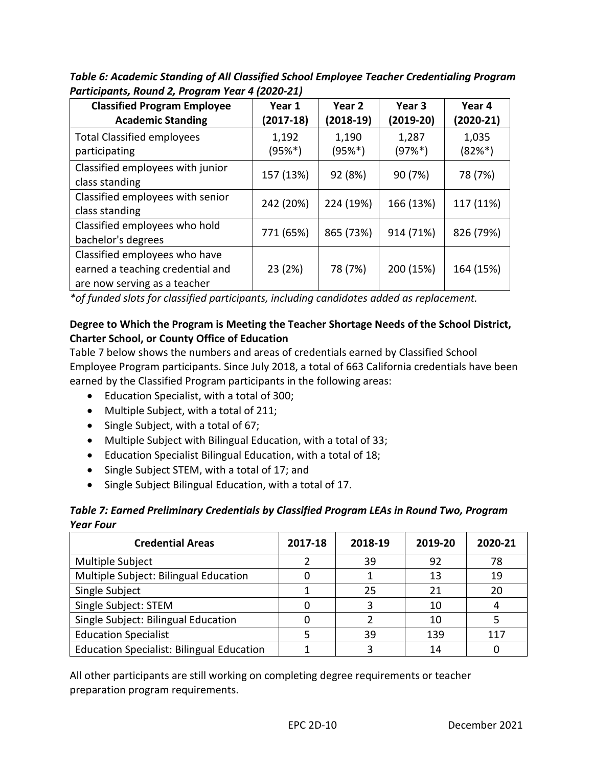*Table 6: Academic Standing of All Classified School Employee Teacher Credentialing Program Participants, Round 2, Program Year 4 (2020-21)*

| Classified Program Employee Academic Standing | Year 1 (2017-18) | Year 2 (2018-19) | Year 3 (2019-20) | Year 4 (2020-21) |
|---|---|---|---|---|
| Total Classified employees participating | 1,192 (95%*) | 1,190 (95%*) | 1,287 (97%*) | 1,035 (82%*) |
| Classified employees with junior class standing | 157 (13%) | 92 (8%) | 90 (7%) | 78 (7%) |
| Classified employees with senior class standing | 242 (20%) | 224 (19%) | 166 (13%) | 117 (11%) |
| Classified employees who hold bachelor's degrees | 771 (65%) | 865 (73%) | 914 (71%) | 826 (79%) |
| Classified employees who have earned a teaching credential and are now serving as a teacher | 23 (2%) | 78 (7%) | 200 (15%) | 164 (15%) |

*\*of funded slots for classified participants, including candidates added as replacement.*

**Degree to Which the Program is Meeting the Teacher Shortage Needs of the School District, Charter School, or County Office of Education**

Table 7 below shows the numbers and areas of credentials earned by Classified School Employee Program participants. Since July 2018, a total of 663 California credentials have been earned by the Classified Program participants in the following areas:

- Education Specialist, with a total of 300;
- Multiple Subject, with a total of 211;
- Single Subject, with a total of 67;
- Multiple Subject with Bilingual Education, with a total of 33;
- Education Specialist Bilingual Education, with a total of 18;
- Single Subject STEM, with a total of 17; and
- Single Subject Bilingual Education, with a total of 17.

*Table 7: Earned Preliminary Credentials by Classified Program LEAs in Round Two, Program Year Four*

| Credential Areas | 2017-18 | 2018-19 | 2019-20 | 2020-21 |
|---|---|---|---|---|
| Multiple Subject | 2 | 39 | 92 | 78 |
| Multiple Subject: Bilingual Education | 0 | 1 | 13 | 19 |
| Single Subject | 1 | 25 | 21 | 20 |
| Single Subject: STEM | 0 | 3 | 10 | 4 |
| Single Subject: Bilingual Education | 0 | 2 | 10 | 5 |
| Education Specialist | 5 | 39 | 139 | 117 |
| Education Specialist: Bilingual Education | 1 | 3 | 14 | 0 |

All other participants are still working on completing degree requirements or teacher preparation program requirements.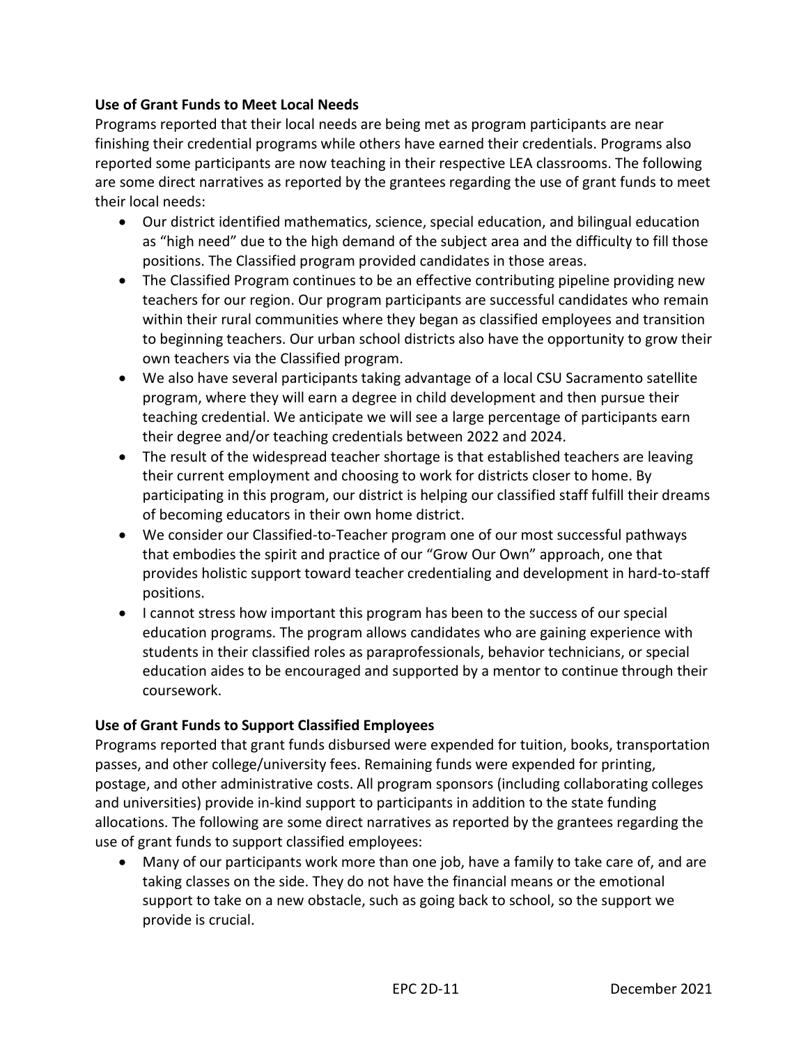**Use of Grant Funds to Meet Local Needs**

Programs reported that their local needs are being met as program participants are near finishing their credential programs while others have earned their credentials. Programs also reported some participants are now teaching in their respective LEA classrooms. The following are some direct narratives as reported by the grantees regarding the use of grant funds to meet their local needs:

- Our district identified mathematics, science, special education, and bilingual education as "high need" due to the high demand of the subject area and the difficulty to fill those positions. The Classified program provided candidates in those areas.
- The Classified Program continues to be an effective contributing pipeline providing new teachers for our region. Our program participants are successful candidates who remain within their rural communities where they began as classified employees and transition to beginning teachers. Our urban school districts also have the opportunity to grow their own teachers via the Classified program.
- We also have several participants taking advantage of a local CSU Sacramento satellite program, where they will earn a degree in child development and then pursue their teaching credential. We anticipate we will see a large percentage of participants earn their degree and/or teaching credentials between 2022 and 2024.
- The result of the widespread teacher shortage is that established teachers are leaving their current employment and choosing to work for districts closer to home. By participating in this program, our district is helping our classified staff fulfill their dreams of becoming educators in their own home district.
- We consider our Classified-to-Teacher program one of our most successful pathways that embodies the spirit and practice of our "Grow Our Own" approach, one that provides holistic support toward teacher credentialing and development in hard-to-staff positions.
- I cannot stress how important this program has been to the success of our special education programs. The program allows candidates who are gaining experience with students in their classified roles as paraprofessionals, behavior technicians, or special education aides to be encouraged and supported by a mentor to continue through their coursework.

**Use of Grant Funds to Support Classified Employees**

Programs reported that grant funds disbursed were expended for tuition, books, transportation passes, and other college/university fees. Remaining funds were expended for printing, postage, and other administrative costs. All program sponsors (including collaborating colleges and universities) provide in-kind support to participants in addition to the state funding allocations. The following are some direct narratives as reported by the grantees regarding the use of grant funds to support classified employees:

- Many of our participants work more than one job, have a family to take care of, and are taking classes on the side. They do not have the financial means or the emotional support to take on a new obstacle, such as going back to school, so the support we provide is crucial.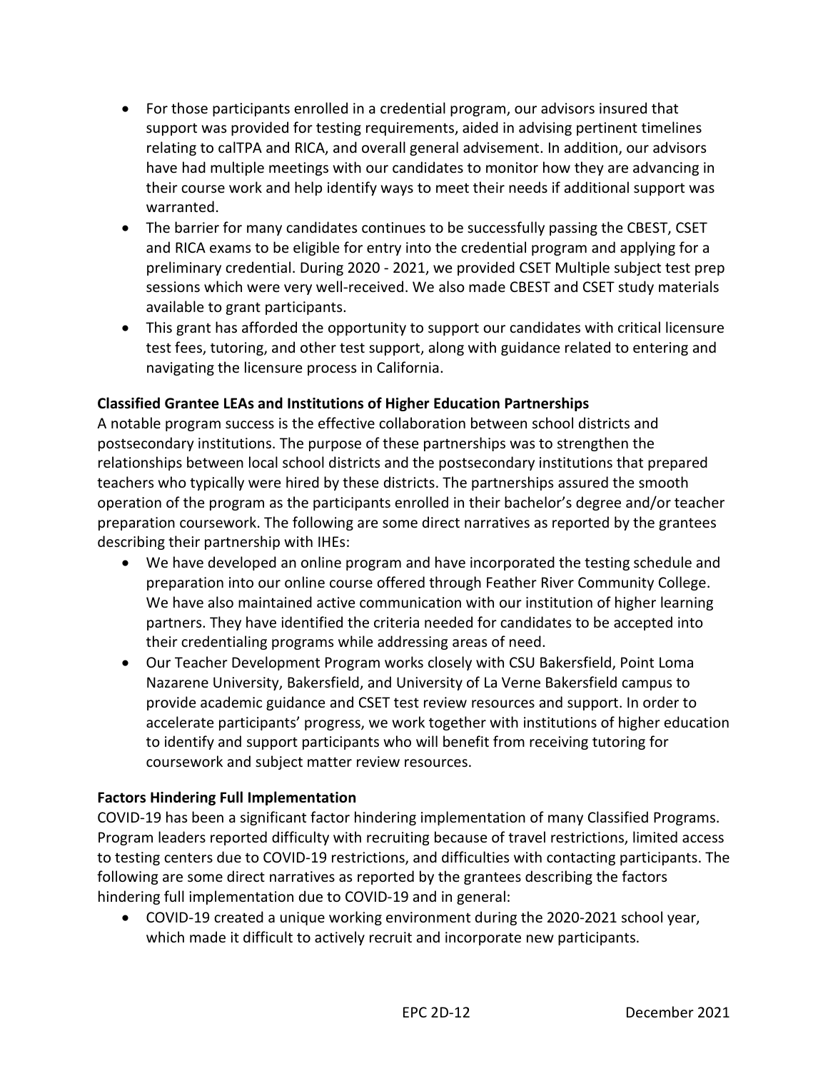- For those participants enrolled in a credential program, our advisors insured that support was provided for testing requirements, aided in advising pertinent timelines relating to calTPA and RICA, and overall general advisement. In addition, our advisors have had multiple meetings with our candidates to monitor how they are advancing in their course work and help identify ways to meet their needs if additional support was warranted.
- The barrier for many candidates continues to be successfully passing the CBEST, CSET and RICA exams to be eligible for entry into the credential program and applying for a preliminary credential. During 2020 - 2021, we provided CSET Multiple subject test prep sessions which were very well-received. We also made CBEST and CSET study materials available to grant participants.
- This grant has afforded the opportunity to support our candidates with critical licensure test fees, tutoring, and other test support, along with guidance related to entering and navigating the licensure process in California.

**Classified Grantee LEAs and Institutions of Higher Education Partnerships**

A notable program success is the effective collaboration between school districts and postsecondary institutions. The purpose of these partnerships was to strengthen the relationships between local school districts and the postsecondary institutions that prepared teachers who typically were hired by these districts. The partnerships assured the smooth operation of the program as the participants enrolled in their bachelor's degree and/or teacher preparation coursework. The following are some direct narratives as reported by the grantees describing their partnership with IHEs:

- We have developed an online program and have incorporated the testing schedule and preparation into our online course offered through Feather River Community College. We have also maintained active communication with our institution of higher learning partners. They have identified the criteria needed for candidates to be accepted into their credentialing programs while addressing areas of need.
- Our Teacher Development Program works closely with CSU Bakersfield, Point Loma Nazarene University, Bakersfield, and University of La Verne Bakersfield campus to provide academic guidance and CSET test review resources and support. In order to accelerate participants' progress, we work together with institutions of higher education to identify and support participants who will benefit from receiving tutoring for coursework and subject matter review resources.

**Factors Hindering Full Implementation**

COVID-19 has been a significant factor hindering implementation of many Classified Programs. Program leaders reported difficulty with recruiting because of travel restrictions, limited access to testing centers due to COVID-19 restrictions, and difficulties with contacting participants. The following are some direct narratives as reported by the grantees describing the factors hindering full implementation due to COVID-19 and in general:

- COVID-19 created a unique working environment during the 2020-2021 school year, which made it difficult to actively recruit and incorporate new participants.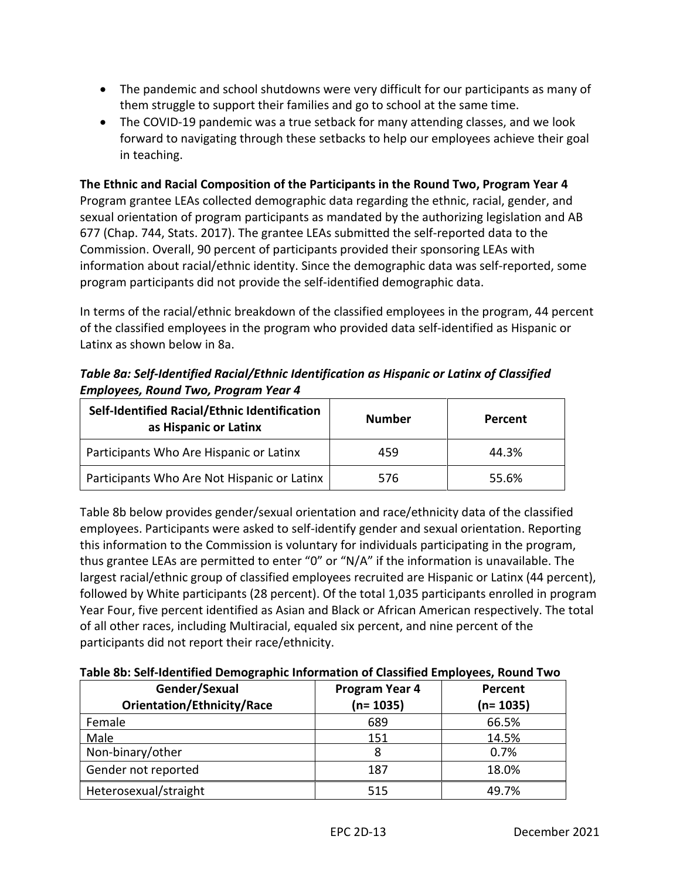- The pandemic and school shutdowns were very difficult for our participants as many of them struggle to support their families and go to school at the same time.
- The COVID-19 pandemic was a true setback for many attending classes, and we look forward to navigating through these setbacks to help our employees achieve their goal in teaching.

**The Ethnic and Racial Composition of the Participants in the Round Two, Program Year 4**

Program grantee LEAs collected demographic data regarding the ethnic, racial, gender, and sexual orientation of program participants as mandated by the authorizing legislation and AB 677 (Chap. 744, Stats. 2017). The grantee LEAs submitted the self-reported data to the Commission. Overall, 90 percent of participants provided their sponsoring LEAs with information about racial/ethnic identity. Since the demographic data was self-reported, some program participants did not provide the self-identified demographic data.

In terms of the racial/ethnic breakdown of the classified employees in the program, 44 percent of the classified employees in the program who provided data self-identified as Hispanic or Latinx as shown below in 8a.

***Table 8a: Self-Identified Racial/Ethnic Identification as Hispanic or Latinx of Classified Employees, Round Two, Program Year 4***

| Self-Identified Racial/Ethnic Identification as Hispanic or Latinx | Number | Percent |
|---|---|---|
| Participants Who Are Hispanic or Latinx | 459 | 44.3% |
| Participants Who Are Not Hispanic or Latinx | 576 | 55.6% |

Table 8b below provides gender/sexual orientation and race/ethnicity data of the classified employees. Participants were asked to self-identify gender and sexual orientation. Reporting this information to the Commission is voluntary for individuals participating in the program, thus grantee LEAs are permitted to enter "0" or "N/A" if the information is unavailable. The largest racial/ethnic group of classified employees recruited are Hispanic or Latinx (44 percent), followed by White participants (28 percent). Of the total 1,035 participants enrolled in program Year Four, five percent identified as Asian and Black or African American respectively. The total of all other races, including Multiracial, equaled six percent, and nine percent of the participants did not report their race/ethnicity.

**Table 8b: Self-Identified Demographic Information of Classified Employees, Round Two**

| Gender/Sexual Orientation/Ethnicity/Race | Program Year 4 (n= 1035) | Percent (n= 1035) |
|---|---|---|
| Female | 689 | 66.5% |
| Male | 151 | 14.5% |
| Non-binary/other | 8 | 0.7% |
| Gender not reported | 187 | 18.0% |
| Heterosexual/straight | 515 | 49.7% |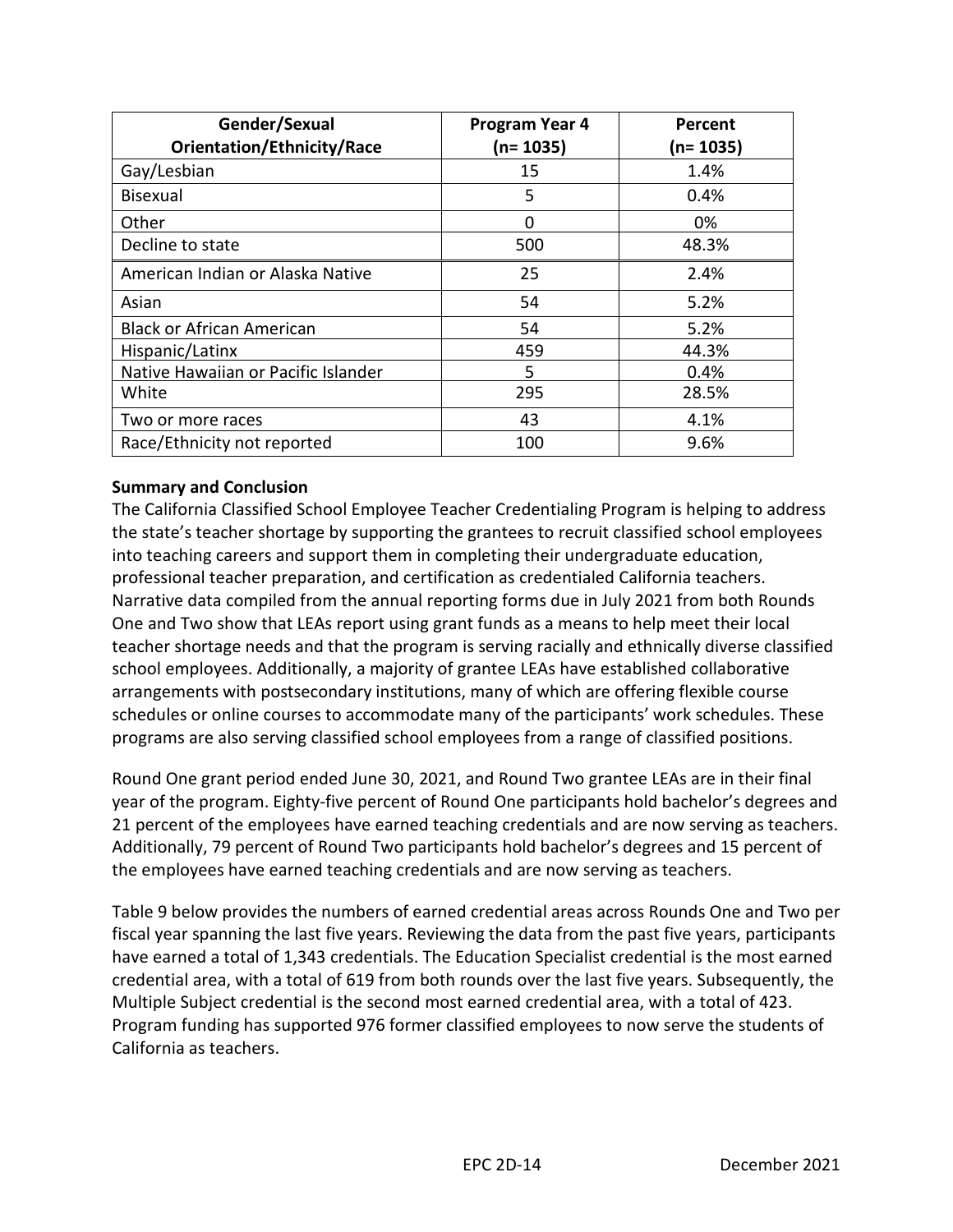| Gender/Sexual Orientation/Ethnicity/Race | Program Year 4 (n= 1035) | Percent (n= 1035) |
|---|---|---|
| Gay/Lesbian | 15 | 1.4% |
| Bisexual | 5 | 0.4% |
| Other | 0 | 0% |
| Decline to state | 500 | 48.3% |
| American Indian or Alaska Native | 25 | 2.4% |
| Asian | 54 | 5.2% |
| Black or African American | 54 | 5.2% |
| Hispanic/Latinx | 459 | 44.3% |
| Native Hawaiian or Pacific Islander | 5 | 0.4% |
| White | 295 | 28.5% |
| Two or more races | 43 | 4.1% |
| Race/Ethnicity not reported | 100 | 9.6% |

**Summary and Conclusion**

The California Classified School Employee Teacher Credentialing Program is helping to address the state's teacher shortage by supporting the grantees to recruit classified school employees into teaching careers and support them in completing their undergraduate education, professional teacher preparation, and certification as credentialed California teachers. Narrative data compiled from the annual reporting forms due in July 2021 from both Rounds One and Two show that LEAs report using grant funds as a means to help meet their local teacher shortage needs and that the program is serving racially and ethnically diverse classified school employees. Additionally, a majority of grantee LEAs have established collaborative arrangements with postsecondary institutions, many of which are offering flexible course schedules or online courses to accommodate many of the participants' work schedules. These programs are also serving classified school employees from a range of classified positions.

Round One grant period ended June 30, 2021, and Round Two grantee LEAs are in their final year of the program. Eighty-five percent of Round One participants hold bachelor's degrees and 21 percent of the employees have earned teaching credentials and are now serving as teachers. Additionally, 79 percent of Round Two participants hold bachelor's degrees and 15 percent of the employees have earned teaching credentials and are now serving as teachers.

Table 9 below provides the numbers of earned credential areas across Rounds One and Two per fiscal year spanning the last five years. Reviewing the data from the past five years, participants have earned a total of 1,343 credentials. The Education Specialist credential is the most earned credential area, with a total of 619 from both rounds over the last five years. Subsequently, the Multiple Subject credential is the second most earned credential area, with a total of 423. Program funding has supported 976 former classified employees to now serve the students of California as teachers.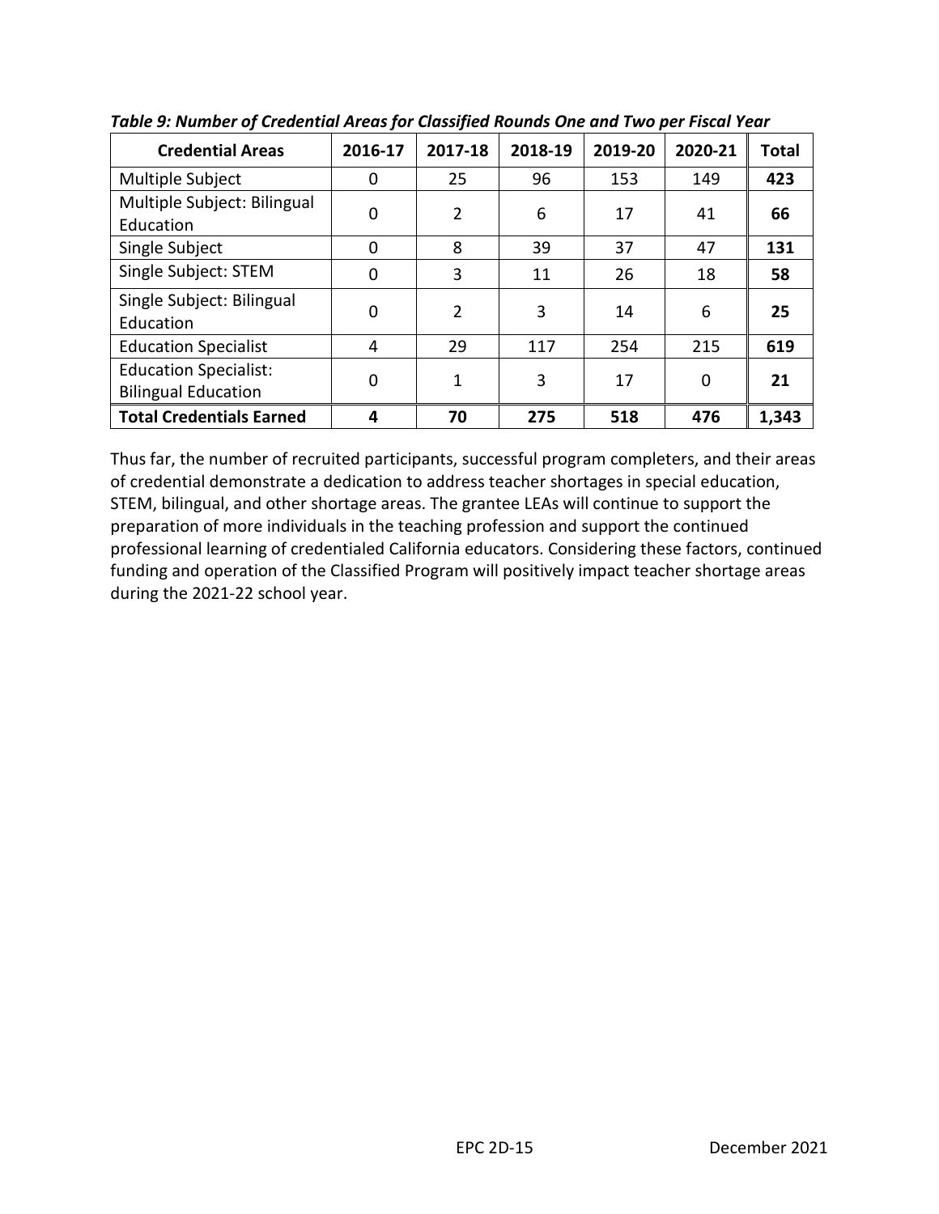*Table 9: Number of Credential Areas for Classified Rounds One and Two per Fiscal Year*

| Credential Areas | 2016-17 | 2017-18 | 2018-19 | 2019-20 | 2020-21 | Total |
|---|---|---|---|---|---|---|
| Multiple Subject | 0 | 25 | 96 | 153 | 149 | **423** |
| Multiple Subject: Bilingual Education | 0 | 2 | 6 | 17 | 41 | **66** |
| Single Subject | 0 | 8 | 39 | 37 | 47 | **131** |
| Single Subject: STEM | 0 | 3 | 11 | 26 | 18 | **58** |
| Single Subject: Bilingual Education | 0 | 2 | 3 | 14 | 6 | **25** |
| Education Specialist | 4 | 29 | 117 | 254 | 215 | **619** |
| Education Specialist: Bilingual Education | 0 | 1 | 3 | 17 | 0 | **21** |
| **Total Credentials Earned** | **4** | **70** | **275** | **518** | **476** | **1,343** |

Thus far, the number of recruited participants, successful program completers, and their areas of credential demonstrate a dedication to address teacher shortages in special education, STEM, bilingual, and other shortage areas. The grantee LEAs will continue to support the preparation of more individuals in the teaching profession and support the continued professional learning of credentialed California educators. Considering these factors, continued funding and operation of the Classified Program will positively impact teacher shortage areas during the 2021-22 school year.